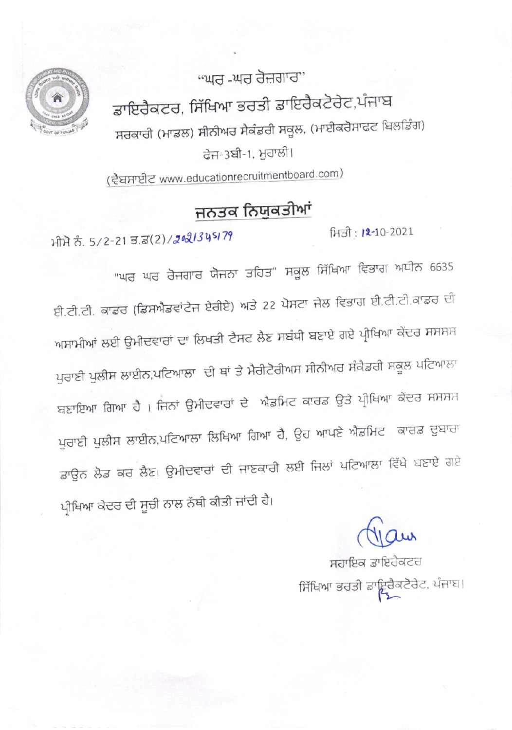"ਘਰ -ਘਰ ਰੋਜ਼ਗਾਰ"

## ਡਾਇਰੈਕਟਰ, ਸਿੱਖਿਆ ਭਰਤੀ ਡਾਇਰੈਕਟੋਰੇਟ,ਪੰਜਾਬ

ਸਰਕਾਰੀ (ਮਾਡਲ) ਸੀਨੀਅਰ ਸੈਕੰਡਰੀ ਸਕੂਲ, (ਮਾਈਕਰੋਸਾਫਟ ਬਿਲਡਿੰਗ)

ਫੇਜ-3ਬੀ-1, ਮੁਹਾਲੀ।

(ਵੈਬਸਾਈਟ www.educationrecruitmentboard.com)

## ਜਨਤਕ ਨਿਯੁਕਤੀਆਂ

ਮੀਮੋ ਨੰ. 5/2-21 ਭ.ਡ(2)/2021345179 ਮਿਤੀ : 12-10-2021

"ਘਰ ਘਰ ਰੋਜਗਾਰ ਯੋਜਨਾ ਤਹਿਤ" ਸਕੂਲ ਸਿੱਖਿਆ ਵਿਭਾਗ ਅਧੀਨ 6635 ਈ.ਟੀ.ਟੀ. ਕਾਡਰ (ਡਿਸਐਡਵਾਂਟੇਜ ਏਰੀਏ) ਅਤੇ 22 ਪੋਸਟਾ ਜੇਲ ਵਿਭਾਗ ਈ.ਟੀ.ਟੀ.ਕਾਡਰ ਦੀ ਅਸਾਮੀਆਂ ਲਈ ਉਮੀਦਵਾਰਾਂ ਦਾ ਲਿਖਤੀ ਟੈਸਟ ਲੈਣ ਸਬੰਧੀ ਬਣਾਏ ਗਏ ਪ੍ਰੀਖਿਆ ਕੇਂਦਰ ਸਸਸਸ ਪੁਰਾਣੀ ਪੁਲੀਸ ਲਾਈਨ,ਪਟਿਆਲਾ ਦੀ ਥਾਂ ਤੇ ਮੈਰੀਟੋਰੀਅਸ ਸੀਨੀਅਰ ਸੰਕੈਡਰੀ ਸਕੂਲ ਪਟਿਆਲਾ ਬਣਾਇਆ ਗਿਆ ਹੈ । ਜਿਨਾਂ ਉਮੀਦਵਾਰਾਂ ਦੇ ਐਡਮਿਟ ਕਾਰਡ ਉਤੇ ਪ੍ਰੀਖਿਆ ਕੇਂਦਰ ਸਸਸਸ ਪੁਰਾਣੀ ਪੁਲੀਸ ਲਾਈਨ,ਪਟਿਆਲਾ ਲਿਖਿਆ ਗਿਆ ਹੈ, ਉਹ ਆਪਣੇ ਐਡਮਿਟ ਕਾਰਡ ਦੁਬਾਰਾ ਡਾਊਨ ਲੋਡ ਕਰ ਲੈਣ। ਉਮੀਦਵਾਰਾਂ ਦੀ ਜਾਣਕਾਰੀ ਲਈ ਜਿਲਾਂ ਪਟਿਆਲਾ ਵਿੱਖੇ ਬਣਾਏ ਗਏ ਪ੍ਰੀਖਿਆ ਕੇਂਦਰ ਦੀ ਸੂਚੀ ਨਾਲ ਨੱਥੀ ਕੀਤੀ ਜਾਂਦੀ ਹੈ।

ਸਹਾਇਕ ਡਾਇਰੈਕਟਰ

ਸਿੱਖਿਆ ਭਰਤੀ ਡਾਇਰੈਕਟੋਰੇਟ, ਪੰਜਾਬ।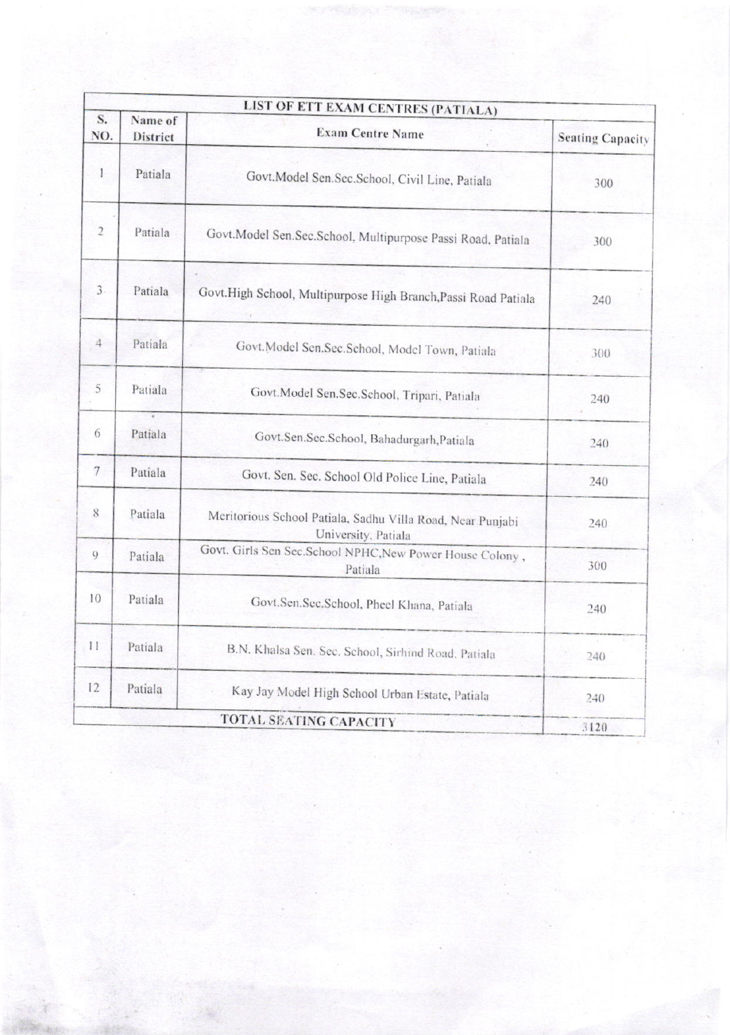| LIST OF ETT EXAM CENTRES (PATIALA) | | | |
|---|---|---|---|
| S. NO. | Name of District | Exam Centre Name | Seating Capacity |
| 1 | Patiala | Govt.Model Sen.Sec.School, Civil Line, Patiala | 300 |
| 2 | Patiala | Govt.Model Sen.Sec.School, Multipurpose Passi Road, Patiala | 300 |
| 3 | Patiala | Govt.High School, Multipurpose High Branch,Passi Road Patiala | 240 |
| 4 | Patiala | Govt.Model Sen.Sec.School, Model Town, Patiala | 300 |
| 5 | Patiala | Govt.Model Sen.Sec.School, Tripari, Patiala | 240 |
| 6 | Patiala | Govt.Sen.Sec.School, Bahadurgarh,Patiala | 240 |
| 7 | Patiala | Govt. Sen. Sec. School Old Police Line, Patiala | 240 |
| 8 | Patiala | Meritorious School Patiala, Sadhu Villa Road, Near Punjabi University, Patiala | 240 |
| 9 | Patiala | Govt. Girls Sen Sec.School NPHC,New Power House Colony , Patiala | 300 |
| 10 | Patiala | Govt.Sen.Sec.School, Pheel Khana, Patiala | 240 |
| 11 | Patiala | B.N. Khalsa Sen. Sec. School, Sirhind Road, Patiala | 240 |
| 12 | Patiala | Kay Jay Model High School Urban Estate, Patiala | 240 |
| TOTAL SEATING CAPACITY | | | 3120 |